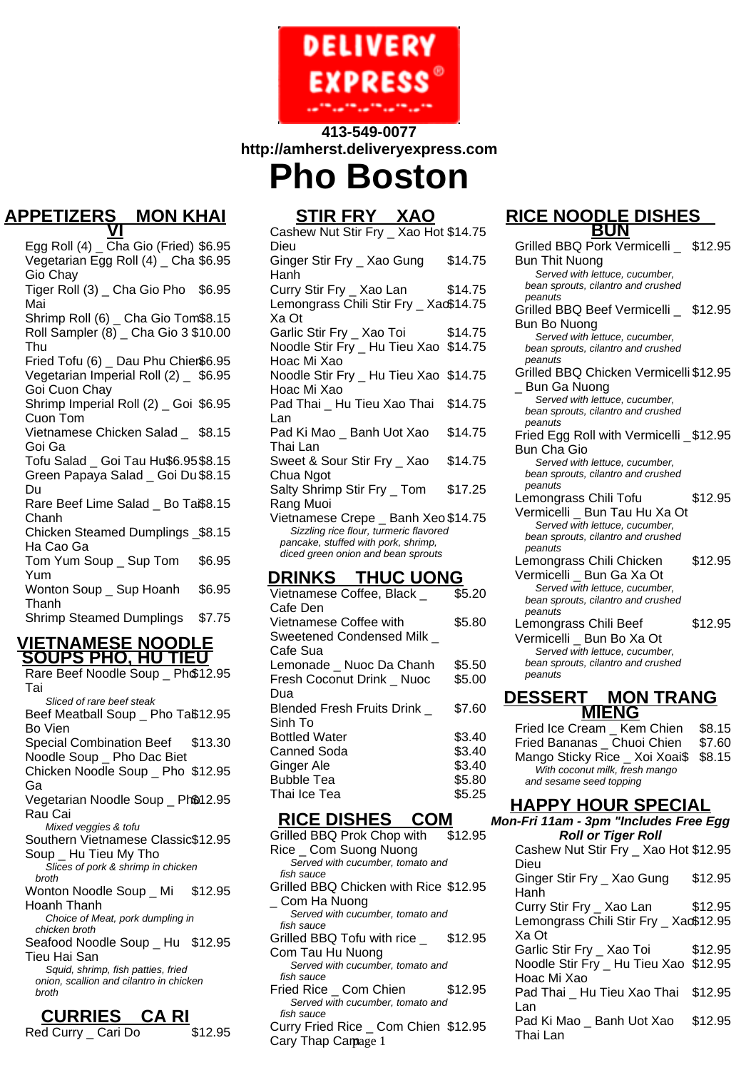**DELIVERY EXPRESS**

**413-549-0077**
**http://amherst.deliveryexpress.com**

# Pho Boston

## APPETIZERS _ MON KHAI VI

- Egg Roll (4) _ Cha Gio (Fried) $6.95
- Vegetarian Egg Roll (4) _ Cha Gio Chay $6.95
- Tiger Roll (3) _ Cha Gio Pho Mai $6.95
- Shrimp Roll (6) _ Cha Gio Tom $8.15
- Roll Sampler (8) _ Cha Gio 3 Thu $10.00
- Fried Tofu (6) _ Dau Phu Chien $6.95
- Vegetarian Imperial Roll (2) _ Goi Cuon Chay $6.95
- Shrimp Imperial Roll (2) _ Goi Cuon Tom $6.95
- Vietnamese Chicken Salad _ Goi Ga $8.15
- Tofu Salad _ Goi Tau Hu$6.95 $8.15
- Green Papaya Salad _ Goi Du Du $8.15
- Rare Beef Lime Salad _ Bo Tai Chanh $8.15
- Chicken Steamed Dumplings _ Ha Cao Ga $8.15
- Tom Yum Soup _ Sup Tom Yum $6.95
- Wonton Soup _ Sup Hoanh Thanh $6.95
- Shrimp Steamed Dumplings $7.75

## VIETNAMESE NOODLE SOUPS PHO, HU TIEU

- Rare Beef Noodle Soup _ Pho Tai $12.95
  *Sliced of rare beef steak*
- Beef Meatball Soup _ Pho Tai Bo Vien $12.95
- Special Combination Beef Noodle Soup _ Pho Dac Biet $13.30
- Chicken Noodle Soup _ Pho Ga $12.95
- Vegetarian Noodle Soup _ Pho Rau Cai $12.95
  *Mixed veggies & tofu*
- Southern Vietnamese Classic Soup _ Hu Tieu My Tho $12.95
  *Slices of pork & shrimp in chicken broth*
- Wonton Noodle Soup _ Mi Hoanh Thanh $12.95
  *Choice of Meat, pork dumpling in chicken broth*
- Seafood Noodle Soup _ Hu Tieu Hai San $12.95
  *Squid, shrimp, fish patties, fried onion, scallion and cilantro in chicken broth*

## CURRIES _ CA RI

- Red Curry _ Cari Do $12.95

## STIR FRY _ XAO

- Cashew Nut Stir Fry _ Xao Hot Dieu $14.75
- Ginger Stir Fry _ Xao Gung Hanh $14.75
- Curry Stir Fry _ Xao Lan $14.75
- Lemongrass Chili Stir Fry _ Xao Xa Ot $14.75
- Garlic Stir Fry _ Xao Toi $14.75
- Noodle Stir Fry _ Hu Tieu Xao Hoac Mi Xao $14.75
- Noodle Stir Fry _ Hu Tieu Xao Hoac Mi Xao $14.75
- Pad Thai _ Hu Tieu Xao Thai Lan $14.75
- Pad Ki Mao _ Banh Uot Xao Thai Lan $14.75
- Sweet & Sour Stir Fry _ Xao Chua Ngot $14.75
- Salty Shrimp Stir Fry _ Tom Rang Muoi $17.25
- Vietnamese Crepe _ Banh Xeo $14.75
  *Sizzling rice flour, turmeric flavored pancake, stuffed with pork, shrimp, diced green onion and bean sprouts*

## DRINKS _ THUC UONG

- Vietnamese Coffee, Black _ Cafe Den $5.20
- Vietnamese Coffee with Sweetened Condensed Milk _ Cafe Sua $5.80
- Lemonade _ Nuoc Da Chanh $5.50
- Fresh Coconut Drink _ Nuoc Dua $5.00
- Blended Fresh Fruits Drink _ Sinh To $7.60
- Bottled Water $3.40
- Canned Soda $3.40
- Ginger Ale $3.40
- Bubble Tea $5.80
- Thai Ice Tea $5.25

## RICE DISHES _ COM

- Grilled BBQ Prok Chop with Rice _ Com Suong Nuong $12.95
  *Served with cucumber, tomato and fish sauce*
- Grilled BBQ Chicken with Rice _ Com Ha Nuong $12.95
  *Served with cucumber, tomato and fish sauce*
- Grilled BBQ Tofu with rice _ Com Tau Hu Nuong $12.95
  *Served with cucumber, tomato and fish sauce*
- Fried Rice _ Com Chien $12.95
  *Served with cucumber, tomato and fish sauce*
- Curry Fried Rice _ Com Chien Cary Thap Cam $12.95

## RICE NOODLE DISHES _ BUN

- Grilled BBQ Pork Vermicelli _ Bun Thit Nuong $12.95
  *Served with lettuce, cucumber, bean sprouts, cilantro and crushed peanuts*
- Grilled BBQ Beef Vermicelli _ Bun Bo Nuong $12.95
  *Served with lettuce, cucumber, bean sprouts, cilantro and crushed peanuts*
- Grilled BBQ Chicken Vermicelli _ Bun Ga Nuong $12.95
  *Served with lettuce, cucumber, bean sprouts, cilantro and crushed peanuts*
- Fried Egg Roll with Vermicelli _ Bun Cha Gio $12.95
  *Served with lettuce, cucumber, bean sprouts, cilantro and crushed peanuts*
- Lemongrass Chili Tofu Vermicelli _ Bun Tau Hu Xa Ot $12.95
  *Served with lettuce, cucumber, bean sprouts, cilantro and crushed peanuts*
- Lemongrass Chili Chicken Vermicelli _ Bun Ga Xa Ot $12.95
  *Served with lettuce, cucumber, bean sprouts, cilantro and crushed peanuts*
- Lemongrass Chili Beef Vermicelli _ Bun Bo Xa Ot $12.95
  *Served with lettuce, cucumber, bean sprouts, cilantro and crushed peanuts*

## DESSERT _ MON TRANG MIENG

- Fried Ice Cream _ Kem Chien $8.15
- Fried Bananas _ Chuoi Chien $7.60
- Mango Sticky Rice _ Xoi Xoai$ $8.15
  *With coconut milk, fresh mango and sesame seed topping*

## HAPPY HOUR SPECIAL

***Mon-Fri 11am - 3pm "Includes Free Egg Roll or Tiger Roll***

- Cashew Nut Stir Fry _ Xao Hot Dieu $12.95
- Ginger Stir Fry _ Xao Gung Hanh $12.95
- Curry Stir Fry _ Xao Lan $12.95
- Lemongrass Chili Stir Fry _ Xao Xa Ot $12.95
- Garlic Stir Fry _ Xao Toi $12.95
- Noodle Stir Fry _ Hu Tieu Xao Hoac Mi Xao $12.95
- Pad Thai _ Hu Tieu Xao Thai Lan $12.95
- Pad Ki Mao _ Banh Uot Xao Thai Lan $12.95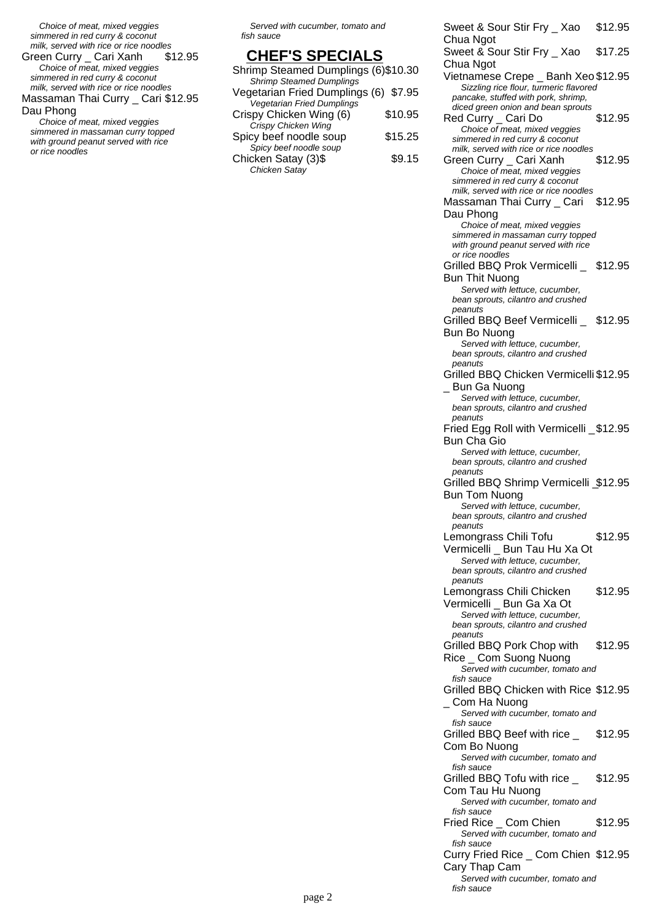Choice of meat, mixed veggies simmered in red curry & coconut milk, served with rice or rice noodles

Green Curry _ Cari Xanh $12.95

*Choice of meat, mixed veggies simmered in red curry & coconut milk, served with rice or rice noodles*

Massaman Thai Curry _ Cari Dau Phong $12.95

*Choice of meat, mixed veggies simmered in massaman curry topped with ground peanut served with rice or rice noodles*

*Served with cucumber, tomato and fish sauce*

## CHEF'S SPECIALS

Shrimp Steamed Dumplings (6) $10.30

*Shrimp Steamed Dumplings*

Vegetarian Fried Dumplings (6) $7.95

*Vegetarian Fried Dumplings*

Crispy Chicken Wing (6) $10.95

*Crispy Chicken Wing*

Spicy beef noodle soup $15.25

*Spicy beef noodle soup*

Chicken Satay (3)$ $9.15

*Chicken Satay*

Sweet & Sour Stir Fry _ Xao Chua Ngot $12.95

Sweet & Sour Stir Fry _ Xao Chua Ngot $17.25

Vietnamese Crepe _ Banh Xeo $12.95

*Sizzling rice flour, turmeric flavored pancake, stuffed with pork, shrimp, diced green onion and bean sprouts*

Red Curry _ Cari Do $12.95

*Choice of meat, mixed veggies simmered in red curry & coconut milk, served with rice or rice noodles*

Green Curry _ Cari Xanh $12.95

*Choice of meat, mixed veggies simmered in red curry & coconut milk, served with rice or rice noodles*

Massaman Thai Curry _ Cari Dau Phong $12.95

*Choice of meat, mixed veggies simmered in massaman curry topped with ground peanut served with rice or rice noodles*

Grilled BBQ Prok Vermicelli _ Bun Thit Nuong $12.95

*Served with lettuce, cucumber, bean sprouts, cilantro and crushed peanuts*

Grilled BBQ Beef Vermicelli _ Bun Bo Nuong $12.95

*Served with lettuce, cucumber, bean sprouts, cilantro and crushed peanuts*

Grilled BBQ Chicken Vermicelli _ Bun Ga Nuong $12.95

*Served with lettuce, cucumber, bean sprouts, cilantro and crushed peanuts*

Fried Egg Roll with Vermicelli _ Bun Cha Gio $12.95

*Served with lettuce, cucumber, bean sprouts, cilantro and crushed peanuts*

Grilled BBQ Shrimp Vermicelli _ Bun Tom Nuong $12.95

*Served with lettuce, cucumber, bean sprouts, cilantro and crushed peanuts*

Lemongrass Chili Tofu Vermicelli _ Bun Tau Hu Xa Ot $12.95

*Served with lettuce, cucumber, bean sprouts, cilantro and crushed peanuts*

Lemongrass Chili Chicken Vermicelli _ Bun Ga Xa Ot $12.95

*Served with lettuce, cucumber, bean sprouts, cilantro and crushed peanuts*

Grilled BBQ Pork Chop with Rice _ Com Suong Nuong $12.95

*Served with cucumber, tomato and fish sauce*

Grilled BBQ Chicken with Rice _ Com Ha Nuong $12.95

*Served with cucumber, tomato and fish sauce*

Grilled BBQ Beef with rice _ Com Bo Nuong $12.95

*Served with cucumber, tomato and fish sauce*

Grilled BBQ Tofu with rice _ Com Tau Hu Nuong $12.95

*Served with cucumber, tomato and fish sauce*

Fried Rice _ Com Chien $12.95

*Served with cucumber, tomato and fish sauce*

Curry Fried Rice _ Com Chien Cary Thap Cam $12.95

*Served with cucumber, tomato and fish sauce*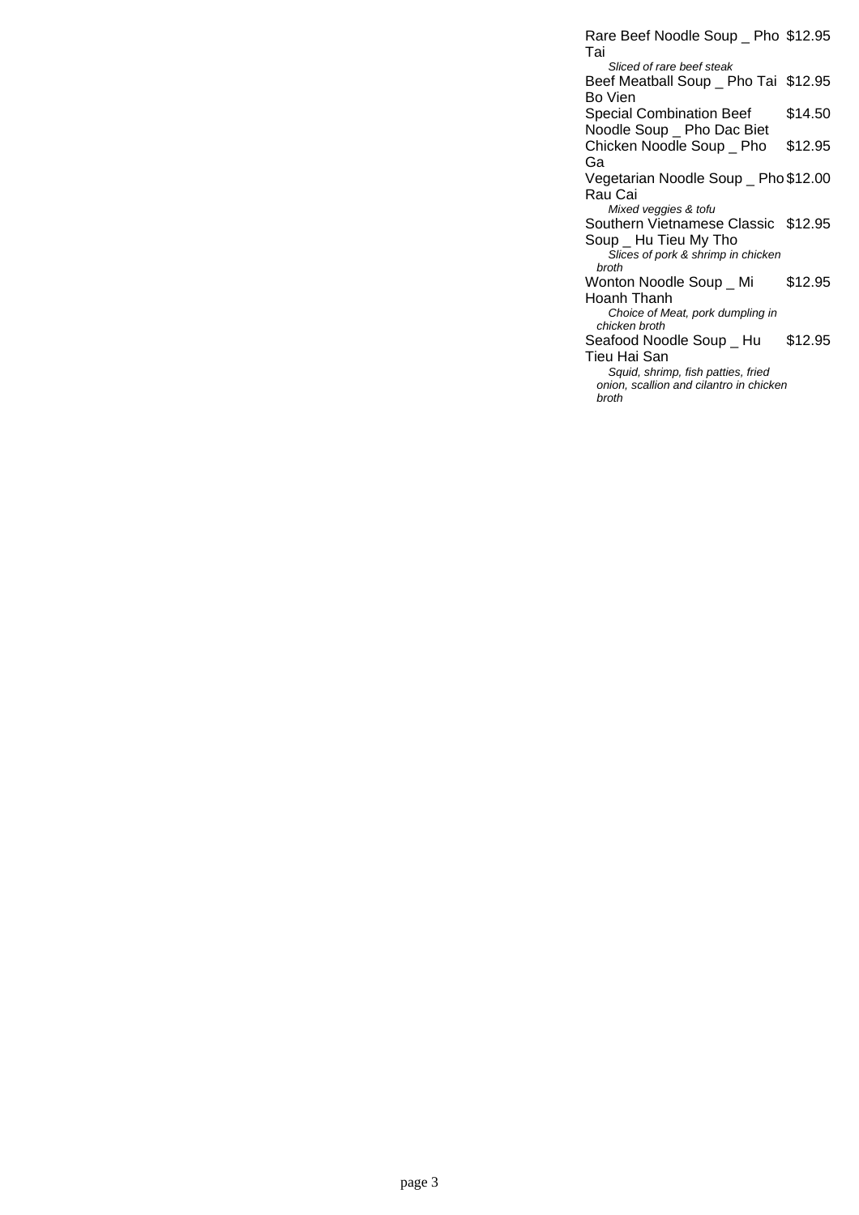Rare Beef Noodle Soup _ Pho Tai $12.95

*Sliced of rare beef steak*

Beef Meatball Soup _ Pho Tai Bo Vien $12.95

Special Combination Beef Noodle Soup _ Pho Dac Biet $14.50

Chicken Noodle Soup _ Pho Ga $12.95

Vegetarian Noodle Soup _ Pho Rau Cai $12.00

*Mixed veggies & tofu*

Southern Vietnamese Classic Soup _ Hu Tieu My Tho $12.95

*Slices of pork & shrimp in chicken broth*

Wonton Noodle Soup _ Mi Hoanh Thanh $12.95

*Choice of Meat, pork dumpling in chicken broth*

Seafood Noodle Soup _ Hu Tieu Hai San $12.95

*Squid, shrimp, fish patties, fried onion, scallion and cilantro in chicken broth*